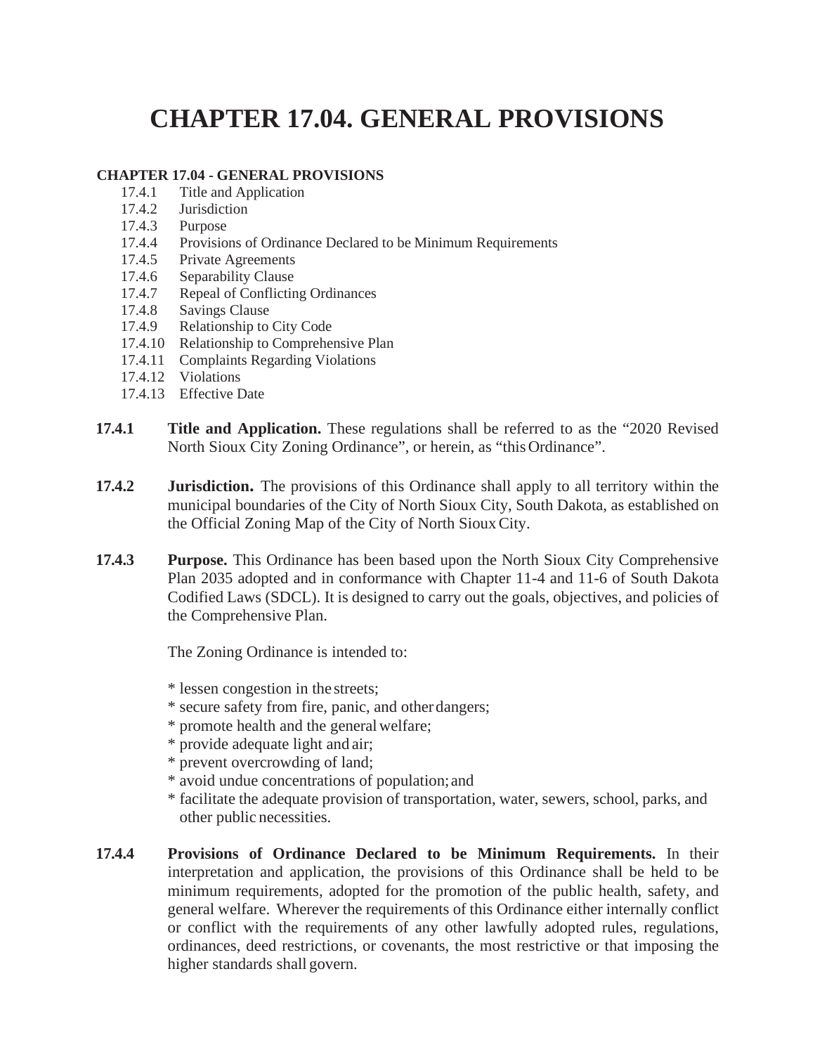# CHAPTER 17.04. GENERAL PROVISIONS

**CHAPTER 17.04 - GENERAL PROVISIONS**

- 17.4.1 Title and Application
- 17.4.2 Jurisdiction
- 17.4.3 Purpose
- 17.4.4 Provisions of Ordinance Declared to be Minimum Requirements
- 17.4.5 Private Agreements
- 17.4.6 Separability Clause
- 17.4.7 Repeal of Conflicting Ordinances
- 17.4.8 Savings Clause
- 17.4.9 Relationship to City Code
- 17.4.10 Relationship to Comprehensive Plan
- 17.4.11 Complaints Regarding Violations
- 17.4.12 Violations
- 17.4.13 Effective Date

**17.4.1 Title and Application.** These regulations shall be referred to as the "2020 Revised North Sioux City Zoning Ordinance", or herein, as "this Ordinance".

**17.4.2 Jurisdiction.** The provisions of this Ordinance shall apply to all territory within the municipal boundaries of the City of North Sioux City, South Dakota, as established on the Official Zoning Map of the City of North Sioux City.

**17.4.3 Purpose.** This Ordinance has been based upon the North Sioux City Comprehensive Plan 2035 adopted and in conformance with Chapter 11-4 and 11-6 of South Dakota Codified Laws (SDCL). It is designed to carry out the goals, objectives, and policies of the Comprehensive Plan.

The Zoning Ordinance is intended to:

* lessen congestion in the streets;
* secure safety from fire, panic, and other dangers;
* promote health and the general welfare;
* provide adequate light and air;
* prevent overcrowding of land;
* avoid undue concentrations of population; and
* facilitate the adequate provision of transportation, water, sewers, school, parks, and other public necessities.

**17.4.4 Provisions of Ordinance Declared to be Minimum Requirements.** In their interpretation and application, the provisions of this Ordinance shall be held to be minimum requirements, adopted for the promotion of the public health, safety, and general welfare. Wherever the requirements of this Ordinance either internally conflict or conflict with the requirements of any other lawfully adopted rules, regulations, ordinances, deed restrictions, or covenants, the most restrictive or that imposing the higher standards shall govern.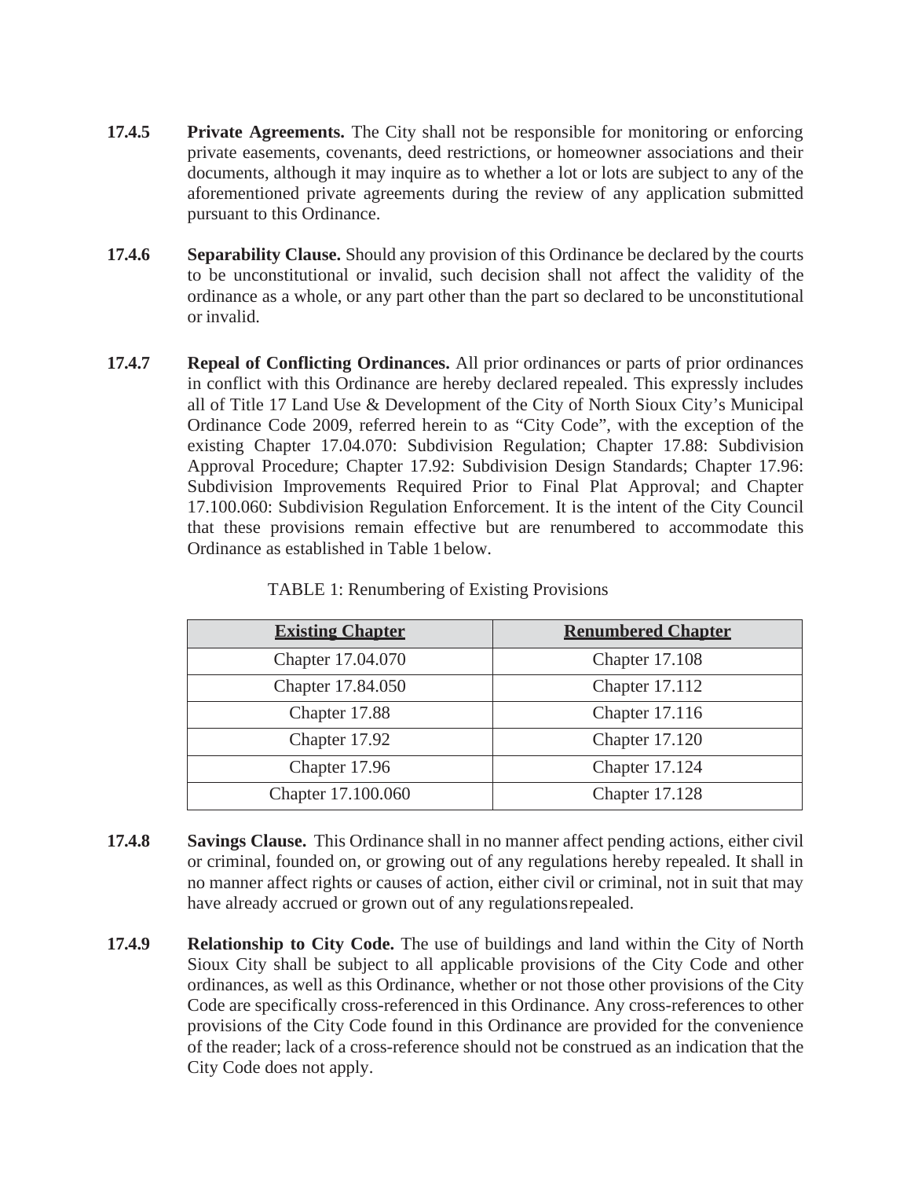**17.4.5 Private Agreements.** The City shall not be responsible for monitoring or enforcing private easements, covenants, deed restrictions, or homeowner associations and their documents, although it may inquire as to whether a lot or lots are subject to any of the aforementioned private agreements during the review of any application submitted pursuant to this Ordinance.

**17.4.6 Separability Clause.** Should any provision of this Ordinance be declared by the courts to be unconstitutional or invalid, such decision shall not affect the validity of the ordinance as a whole, or any part other than the part so declared to be unconstitutional or invalid.

**17.4.7 Repeal of Conflicting Ordinances.** All prior ordinances or parts of prior ordinances in conflict with this Ordinance are hereby declared repealed. This expressly includes all of Title 17 Land Use & Development of the City of North Sioux City's Municipal Ordinance Code 2009, referred herein to as "City Code", with the exception of the existing Chapter 17.04.070: Subdivision Regulation; Chapter 17.88: Subdivision Approval Procedure; Chapter 17.92: Subdivision Design Standards; Chapter 17.96: Subdivision Improvements Required Prior to Final Plat Approval; and Chapter 17.100.060: Subdivision Regulation Enforcement. It is the intent of the City Council that these provisions remain effective but are renumbered to accommodate this Ordinance as established in Table 1 below.

TABLE 1: Renumbering of Existing Provisions

| Existing Chapter | Renumbered Chapter |
|---|---|
| Chapter 17.04.070 | Chapter 17.108 |
| Chapter 17.84.050 | Chapter 17.112 |
| Chapter 17.88 | Chapter 17.116 |
| Chapter 17.92 | Chapter 17.120 |
| Chapter 17.96 | Chapter 17.124 |
| Chapter 17.100.060 | Chapter 17.128 |

**17.4.8 Savings Clause.** This Ordinance shall in no manner affect pending actions, either civil or criminal, founded on, or growing out of any regulations hereby repealed. It shall in no manner affect rights or causes of action, either civil or criminal, not in suit that may have already accrued or grown out of any regulations repealed.

**17.4.9 Relationship to City Code.** The use of buildings and land within the City of North Sioux City shall be subject to all applicable provisions of the City Code and other ordinances, as well as this Ordinance, whether or not those other provisions of the City Code are specifically cross-referenced in this Ordinance. Any cross-references to other provisions of the City Code found in this Ordinance are provided for the convenience of the reader; lack of a cross-reference should not be construed as an indication that the City Code does not apply.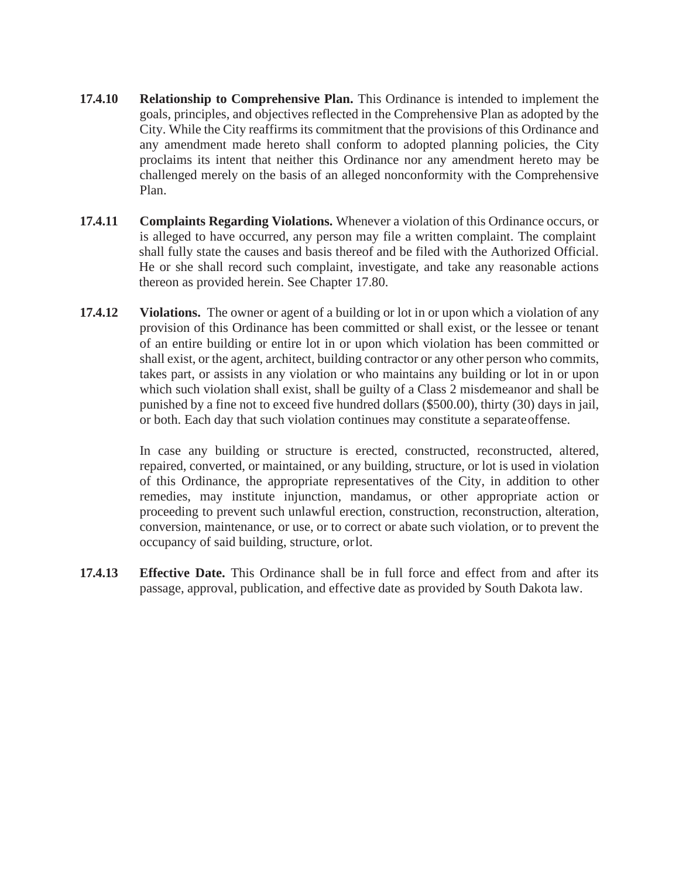**17.4.10 Relationship to Comprehensive Plan.** This Ordinance is intended to implement the goals, principles, and objectives reflected in the Comprehensive Plan as adopted by the City. While the City reaffirms its commitment that the provisions of this Ordinance and any amendment made hereto shall conform to adopted planning policies, the City proclaims its intent that neither this Ordinance nor any amendment hereto may be challenged merely on the basis of an alleged nonconformity with the Comprehensive Plan.

**17.4.11 Complaints Regarding Violations.** Whenever a violation of this Ordinance occurs, or is alleged to have occurred, any person may file a written complaint. The complaint shall fully state the causes and basis thereof and be filed with the Authorized Official. He or she shall record such complaint, investigate, and take any reasonable actions thereon as provided herein. See Chapter 17.80.

**17.4.12 Violations.** The owner or agent of a building or lot in or upon which a violation of any provision of this Ordinance has been committed or shall exist, or the lessee or tenant of an entire building or entire lot in or upon which violation has been committed or shall exist, or the agent, architect, building contractor or any other person who commits, takes part, or assists in any violation or who maintains any building or lot in or upon which such violation shall exist, shall be guilty of a Class 2 misdemeanor and shall be punished by a fine not to exceed five hundred dollars ($500.00), thirty (30) days in jail, or both. Each day that such violation continues may constitute a separate offense.

In case any building or structure is erected, constructed, reconstructed, altered, repaired, converted, or maintained, or any building, structure, or lot is used in violation of this Ordinance, the appropriate representatives of the City, in addition to other remedies, may institute injunction, mandamus, or other appropriate action or proceeding to prevent such unlawful erection, construction, reconstruction, alteration, conversion, maintenance, or use, or to correct or abate such violation, or to prevent the occupancy of said building, structure, or lot.

**17.4.13 Effective Date.** This Ordinance shall be in full force and effect from and after its passage, approval, publication, and effective date as provided by South Dakota law.